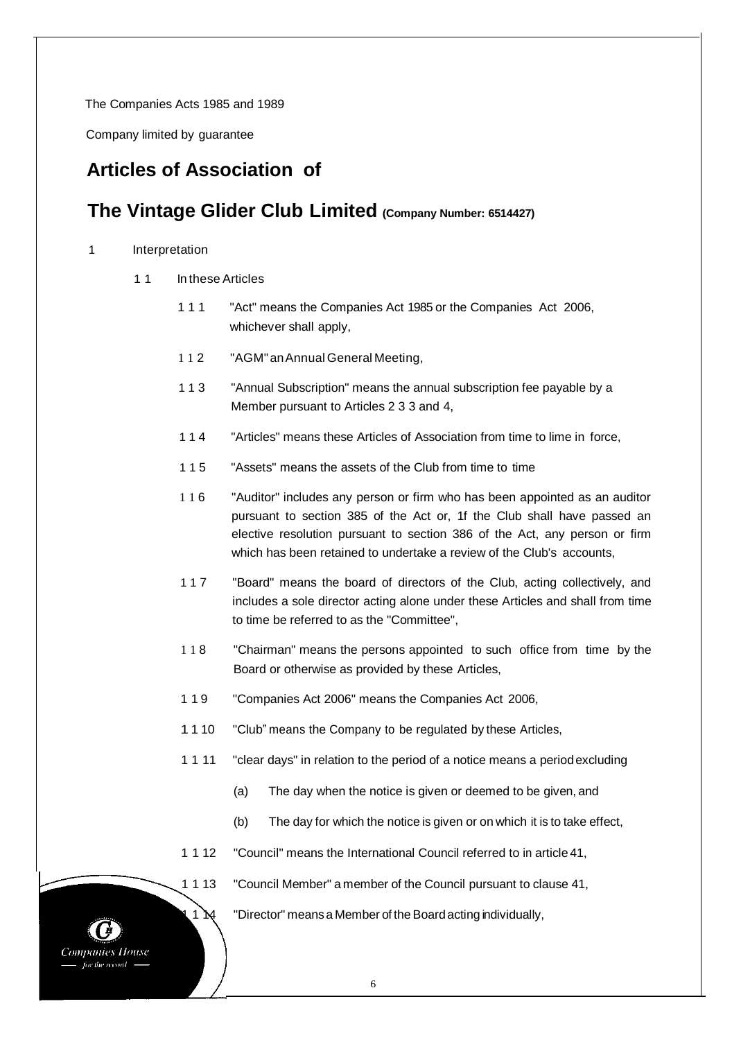The Companies Acts 1985 and 1989

Company limited by guarantee

# Articles of Association of

# The Vintage Glider Club Limited (Company Number: 6514427)

1 Interpretation

1 1 In these Articles

1 1 1 "Act" means the Companies Act 1985 or the Companies Act 2006, whichever shall apply,

1 1 2 "AGM" an Annual General Meeting,

1 1 3 "Annual Subscription" means the annual subscription fee payable by a Member pursuant to Articles 2 3 3 and 4,

1 1 4 "Articles" means these Articles of Association from time to lime in force,

1 1 5 "Assets" means the assets of the Club from time to time

1 1 6 "Auditor" includes any person or firm who has been appointed as an auditor pursuant to section 385 of the Act or, 1f the Club shall have passed an elective resolution pursuant to section 386 of the Act, any person or firm which has been retained to undertake a review of the Club's accounts,

1 1 7 "Board" means the board of directors of the Club, acting collectively, and includes a sole director acting alone under these Articles and shall from time to time be referred to as the "Committee",

1 1 8 "Chairman" means the persons appointed to such office from time by the Board or otherwise as provided by these Articles,

1 1 9 "Companies Act 2006" means the Companies Act 2006,

1 1 10 "Club" means the Company to be regulated by these Articles,

1 1 11 "clear days" in relation to the period of a notice means a period excluding

(a) The day when the notice is given or deemed to be given, and

(b) The day for which the notice is given or on which it is to take effect,

1 1 12 "Council" means the International Council referred to in article 41,

1 1 13 "Council Member" a member of the Council pursuant to clause 41,

1 1 14 "Director" means a Member of the Board acting individually,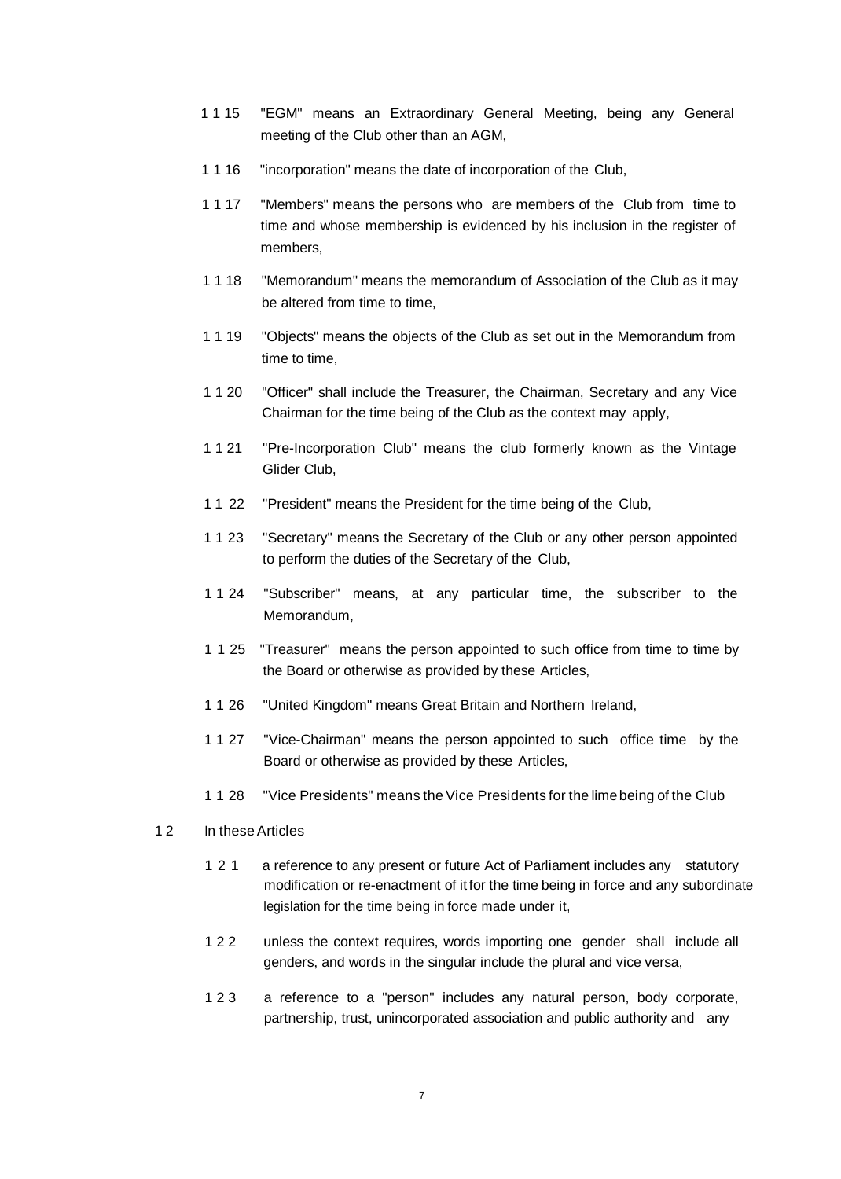1 1 15 "EGM" means an Extraordinary General Meeting, being any General meeting of the Club other than an AGM,

1 1 16 "incorporation" means the date of incorporation of the Club,

1 1 17 "Members" means the persons who are members of the Club from time to time and whose membership is evidenced by his inclusion in the register of members,

1 1 18 "Memorandum" means the memorandum of Association of the Club as it may be altered from time to time,

1 1 19 "Objects" means the objects of the Club as set out in the Memorandum from time to time,

1 1 20 "Officer" shall include the Treasurer, the Chairman, Secretary and any Vice Chairman for the time being of the Club as the context may apply,

1 1 21 "Pre-Incorporation Club" means the club formerly known as the Vintage Glider Club,

1 1 22 "President" means the President for the time being of the Club,

1 1 23 "Secretary" means the Secretary of the Club or any other person appointed to perform the duties of the Secretary of the Club,

1 1 24 "Subscriber" means, at any particular time, the subscriber to the Memorandum,

1 1 25 "Treasurer" means the person appointed to such office from time to time by the Board or otherwise as provided by these Articles,

1 1 26 "United Kingdom" means Great Britain and Northern Ireland,

1 1 27 "Vice-Chairman" means the person appointed to such office time by the Board or otherwise as provided by these Articles,

1 1 28 "Vice Presidents" means the Vice Presidents for the lime being of the Club

1 2 In these Articles

1 2 1 a reference to any present or future Act of Parliament includes any statutory modification or re-enactment of it for the time being in force and any subordinate legislation for the time being in force made under it,

1 2 2 unless the context requires, words importing one gender shall include all genders, and words in the singular include the plural and vice versa,

1 2 3 a reference to a "person" includes any natural person, body corporate, partnership, trust, unincorporated association and public authority and any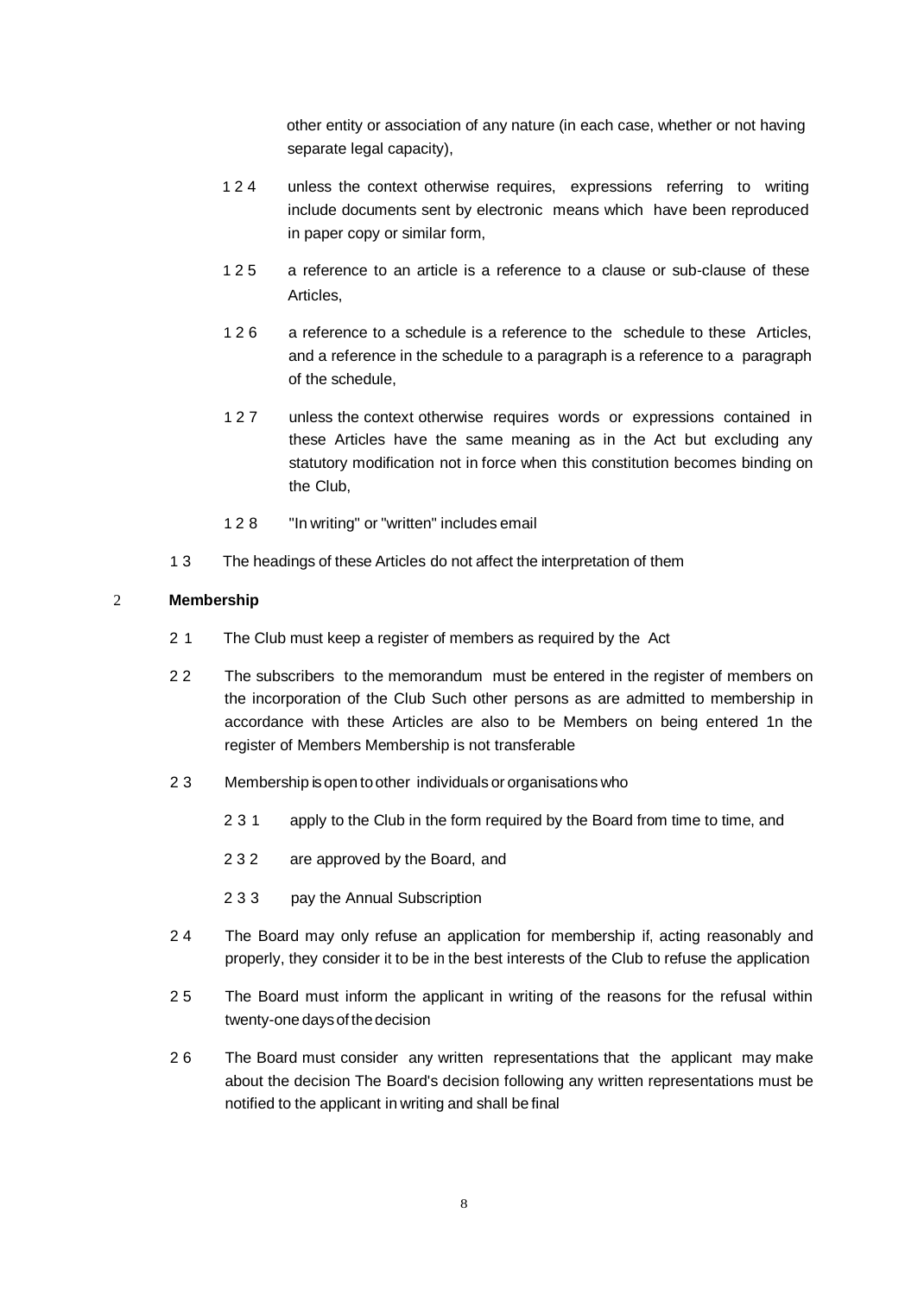other entity or association of any nature (in each case, whether or not having separate legal capacity),

1 2 4 unless the context otherwise requires, expressions referring to writing include documents sent by electronic means which have been reproduced in paper copy or similar form,

1 2 5 a reference to an article is a reference to a clause or sub-clause of these Articles,

1 2 6 a reference to a schedule is a reference to the schedule to these Articles, and a reference in the schedule to a paragraph is a reference to a paragraph of the schedule,

1 2 7 unless the context otherwise requires words or expressions contained in these Articles have the same meaning as in the Act but excluding any statutory modification not in force when this constitution becomes binding on the Club,

1 2 8 "In writing" or "written" includes email

1 3 The headings of these Articles do not affect the interpretation of them

## 2 Membership

2 1 The Club must keep a register of members as required by the Act

2 2 The subscribers to the memorandum must be entered in the register of members on the incorporation of the Club Such other persons as are admitted to membership in accordance with these Articles are also to be Members on being entered 1n the register of Members Membership is not transferable

2 3 Membership is open to other individuals or organisations who

2 3 1 apply to the Club in the form required by the Board from time to time, and

2 3 2 are approved by the Board, and

2 3 3 pay the Annual Subscription

2 4 The Board may only refuse an application for membership if, acting reasonably and properly, they consider it to be in the best interests of the Club to refuse the application

2 5 The Board must inform the applicant in writing of the reasons for the refusal within twenty-one days of the decision

2 6 The Board must consider any written representations that the applicant may make about the decision The Board's decision following any written representations must be notified to the applicant in writing and shall be final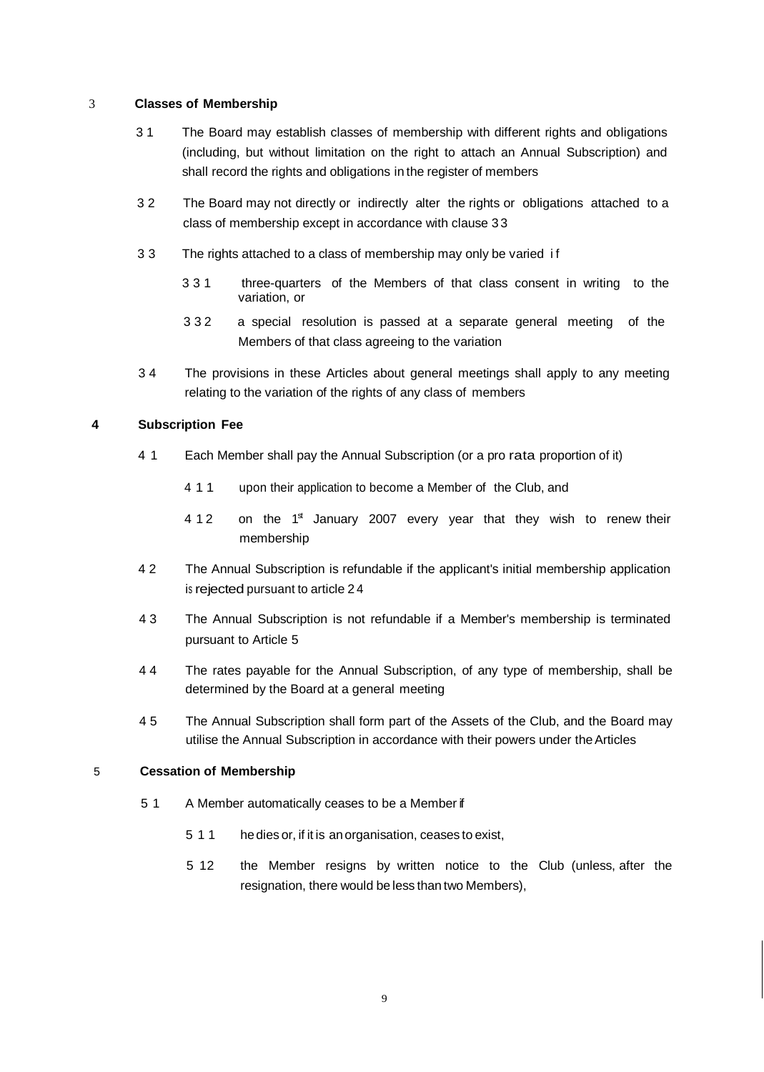## 3 Classes of Membership

3 1 The Board may establish classes of membership with different rights and obligations (including, but without limitation on the right to attach an Annual Subscription) and shall record the rights and obligations in the register of members

3 2 The Board may not directly or indirectly alter the rights or obligations attached to a class of membership except in accordance with clause 3 3

3 3 The rights attached to a class of membership may only be varied if

3 3 1 three-quarters of the Members of that class consent in writing to the variation, or

3 3 2 a special resolution is passed at a separate general meeting of the Members of that class agreeing to the variation

3 4 The provisions in these Articles about general meetings shall apply to any meeting relating to the variation of the rights of any class of members

## 4 Subscription Fee

4 1 Each Member shall pay the Annual Subscription (or a pro rata proportion of it)

4 1 1 upon their application to become a Member of the Club, and

4 1 2 on the 1st January 2007 every year that they wish to renew their membership

4 2 The Annual Subscription is refundable if the applicant's initial membership application is rejected pursuant to article 2 4

4 3 The Annual Subscription is not refundable if a Member's membership is terminated pursuant to Article 5

4 4 The rates payable for the Annual Subscription, of any type of membership, shall be determined by the Board at a general meeting

4 5 The Annual Subscription shall form part of the Assets of the Club, and the Board may utilise the Annual Subscription in accordance with their powers under the Articles

## 5 Cessation of Membership

5 1 A Member automatically ceases to be a Member if

5 1 1 he dies or, if it is an organisation, ceases to exist,

5 12 the Member resigns by written notice to the Club (unless, after the resignation, there would be less than two Members),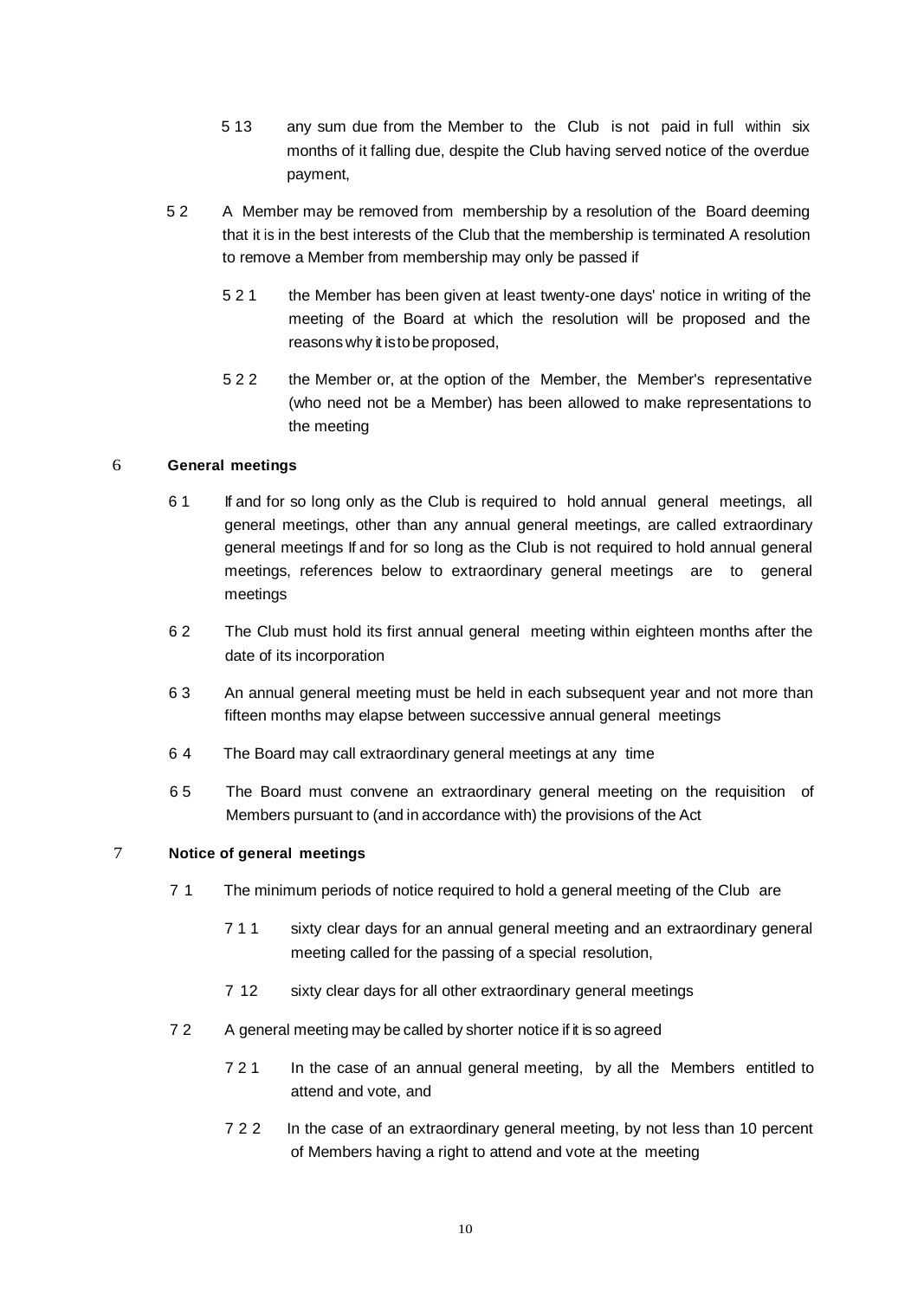5 1 3 any sum due from the Member to the Club is not paid in full within six months of it falling due, despite the Club having served notice of the overdue payment,

5 2 A Member may be removed from membership by a resolution of the Board deeming that it is in the best interests of the Club that the membership is terminated A resolution to remove a Member from membership may only be passed if

5 2 1 the Member has been given at least twenty-one days' notice in writing of the meeting of the Board at which the resolution will be proposed and the reasons why it is to be proposed,

5 2 2 the Member or, at the option of the Member, the Member's representative (who need not be a Member) has been allowed to make representations to the meeting

## 6 General meetings

6 1 If and for so long only as the Club is required to hold annual general meetings, all general meetings, other than any annual general meetings, are called extraordinary general meetings If and for so long as the Club is not required to hold annual general meetings, references below to extraordinary general meetings are to general meetings

6 2 The Club must hold its first annual general meeting within eighteen months after the date of its incorporation

6 3 An annual general meeting must be held in each subsequent year and not more than fifteen months may elapse between successive annual general meetings

6 4 The Board may call extraordinary general meetings at any time

6 5 The Board must convene an extraordinary general meeting on the requisition of Members pursuant to (and in accordance with) the provisions of the Act

## 7 Notice of general meetings

7 1 The minimum periods of notice required to hold a general meeting of the Club are

7 1 1 sixty clear days for an annual general meeting and an extraordinary general meeting called for the passing of a special resolution,

7 1 2 sixty clear days for all other extraordinary general meetings

7 2 A general meeting may be called by shorter notice if it is so agreed

7 2 1 In the case of an annual general meeting, by all the Members entitled to attend and vote, and

7 2 2 In the case of an extraordinary general meeting, by not less than 10 percent of Members having a right to attend and vote at the meeting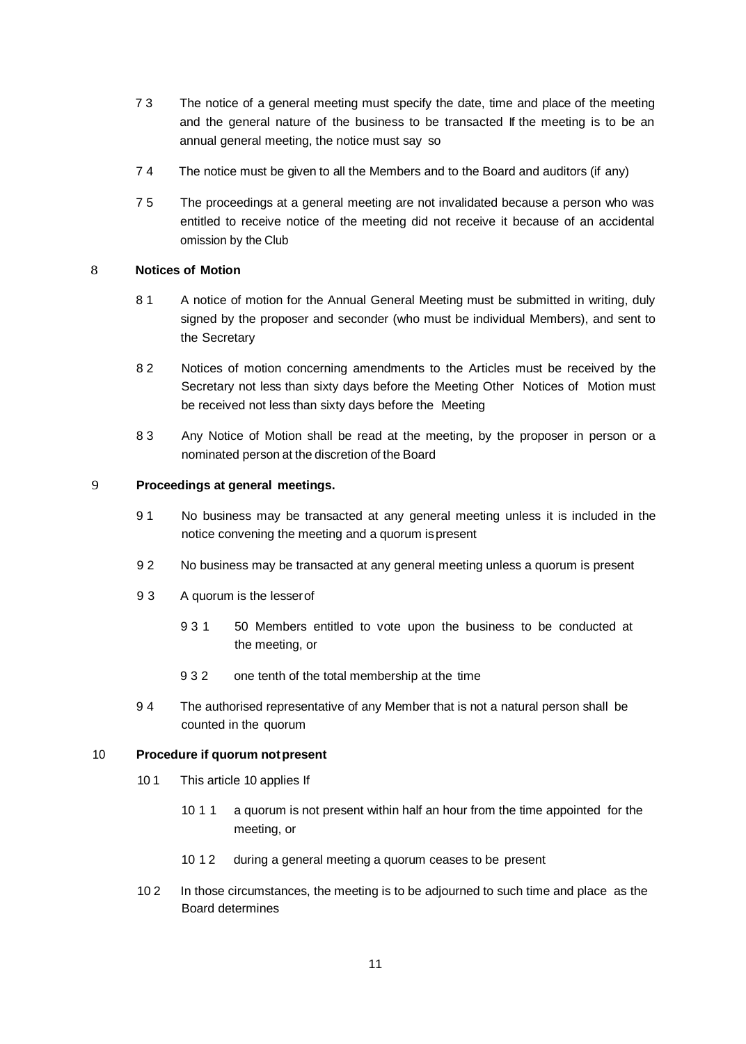7 3 The notice of a general meeting must specify the date, time and place of the meeting and the general nature of the business to be transacted If the meeting is to be an annual general meeting, the notice must say so

7 4 The notice must be given to all the Members and to the Board and auditors (if any)

7 5 The proceedings at a general meeting are not invalidated because a person who was entitled to receive notice of the meeting did not receive it because of an accidental omission by the Club

## 8 Notices of Motion

8 1 A notice of motion for the Annual General Meeting must be submitted in writing, duly signed by the proposer and seconder (who must be individual Members), and sent to the Secretary

8 2 Notices of motion concerning amendments to the Articles must be received by the Secretary not less than sixty days before the Meeting Other Notices of Motion must be received not less than sixty days before the Meeting

8 3 Any Notice of Motion shall be read at the meeting, by the proposer in person or a nominated person at the discretion of the Board

## 9 Proceedings at general meetings.

9 1 No business may be transacted at any general meeting unless it is included in the notice convening the meeting and a quorum is present

9 2 No business may be transacted at any general meeting unless a quorum is present

9 3 A quorum is the lesser of

9 3 1 50 Members entitled to vote upon the business to be conducted at the meeting, or

9 3 2 one tenth of the total membership at the time

9 4 The authorised representative of any Member that is not a natural person shall be counted in the quorum

## 10 Procedure if quorum not present

10 1 This article 10 applies If

10 1 1 a quorum is not present within half an hour from the time appointed for the meeting, or

10 1 2 during a general meeting a quorum ceases to be present

10 2 In those circumstances, the meeting is to be adjourned to such time and place as the Board determines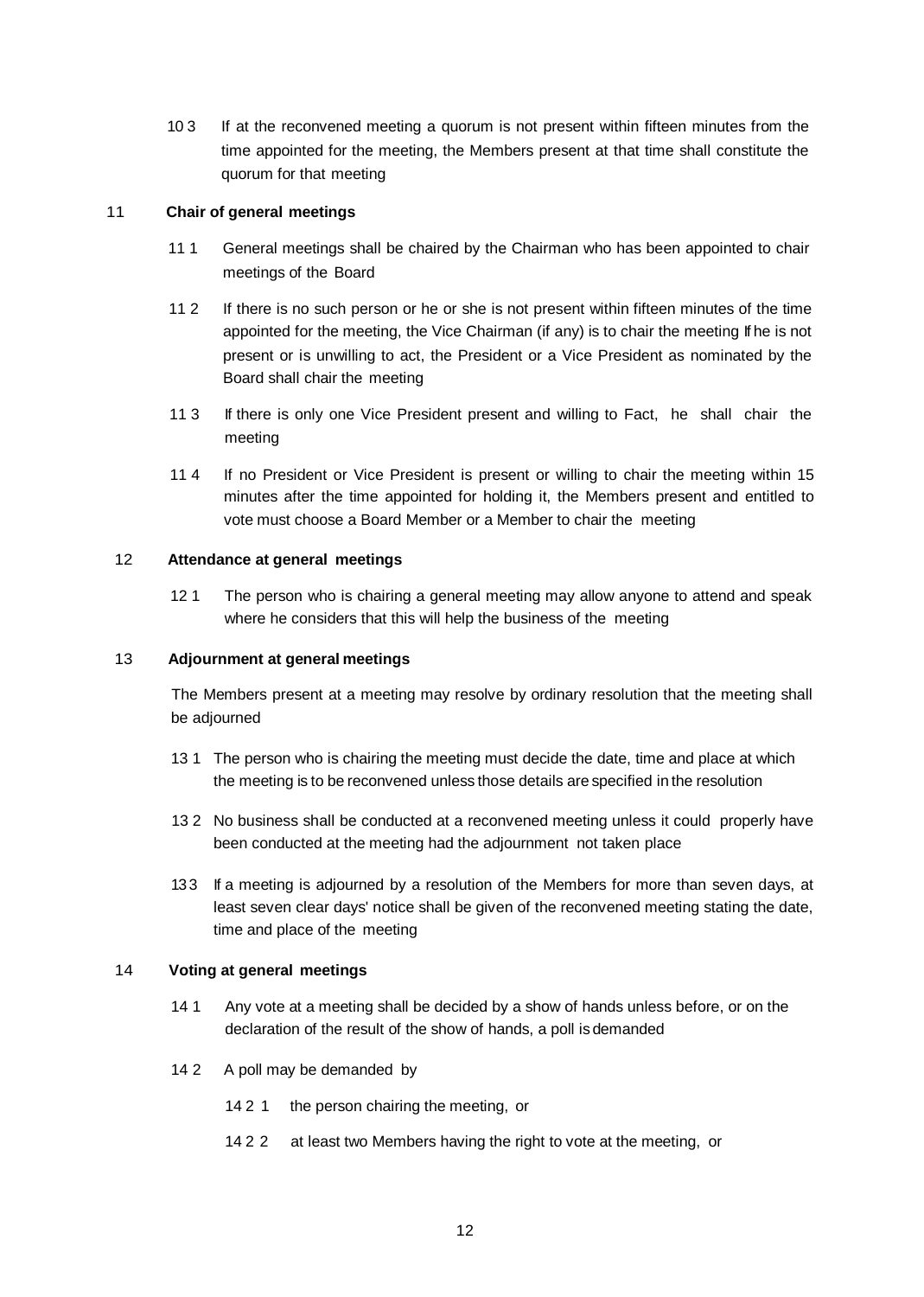10 3 If at the reconvened meeting a quorum is not present within fifteen minutes from the time appointed for the meeting, the Members present at that time shall constitute the quorum for that meeting

## 11 Chair of general meetings

11 1 General meetings shall be chaired by the Chairman who has been appointed to chair meetings of the Board

11 2 If there is no such person or he or she is not present within fifteen minutes of the time appointed for the meeting, the Vice Chairman (if any) is to chair the meeting If he is not present or is unwilling to act, the President or a Vice President as nominated by the Board shall chair the meeting

11 3 If there is only one Vice President present and willing to Fact, he shall chair the meeting

11 4 If no President or Vice President is present or willing to chair the meeting within 15 minutes after the time appointed for holding it, the Members present and entitled to vote must choose a Board Member or a Member to chair the meeting

## 12 Attendance at general meetings

12 1 The person who is chairing a general meeting may allow anyone to attend and speak where he considers that this will help the business of the meeting

## 13 Adjournment at general meetings

The Members present at a meeting may resolve by ordinary resolution that the meeting shall be adjourned

13 1 The person who is chairing the meeting must decide the date, time and place at which the meeting is to be reconvened unless those details are specified in the resolution

13 2 No business shall be conducted at a reconvened meeting unless it could properly have been conducted at the meeting had the adjournment not taken place

13 3 If a meeting is adjourned by a resolution of the Members for more than seven days, at least seven clear days' notice shall be given of the reconvened meeting stating the date, time and place of the meeting

## 14 Voting at general meetings

14 1 Any vote at a meeting shall be decided by a show of hands unless before, or on the declaration of the result of the show of hands, a poll is demanded

14 2 A poll may be demanded by

14 2 1 the person chairing the meeting, or

14 2 2 at least two Members having the right to vote at the meeting, or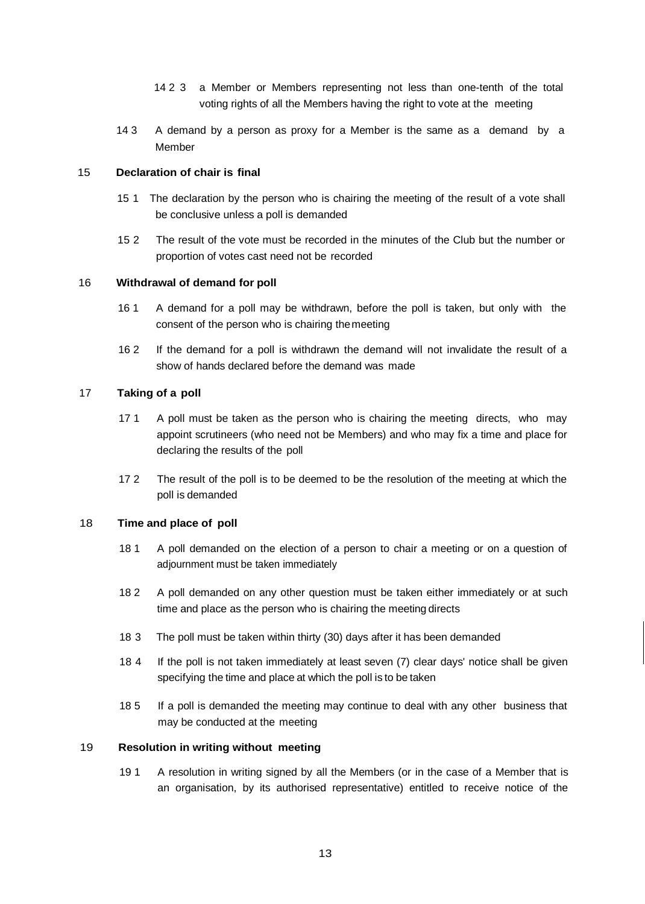14 2 3 a Member or Members representing not less than one-tenth of the total voting rights of all the Members having the right to vote at the meeting

14 3 A demand by a person as proxy for a Member is the same as a demand by a Member

## 15 Declaration of chair is final

15 1 The declaration by the person who is chairing the meeting of the result of a vote shall be conclusive unless a poll is demanded

15 2 The result of the vote must be recorded in the minutes of the Club but the number or proportion of votes cast need not be recorded

## 16 Withdrawal of demand for poll

16 1 A demand for a poll may be withdrawn, before the poll is taken, but only with the consent of the person who is chairing the meeting

16 2 If the demand for a poll is withdrawn the demand will not invalidate the result of a show of hands declared before the demand was made

## 17 Taking of a poll

17 1 A poll must be taken as the person who is chairing the meeting directs, who may appoint scrutineers (who need not be Members) and who may fix a time and place for declaring the results of the poll

17 2 The result of the poll is to be deemed to be the resolution of the meeting at which the poll is demanded

## 18 Time and place of poll

18 1 A poll demanded on the election of a person to chair a meeting or on a question of adjournment must be taken immediately

18 2 A poll demanded on any other question must be taken either immediately or at such time and place as the person who is chairing the meeting directs

18 3 The poll must be taken within thirty (30) days after it has been demanded

18 4 If the poll is not taken immediately at least seven (7) clear days' notice shall be given specifying the time and place at which the poll is to be taken

18 5 If a poll is demanded the meeting may continue to deal with any other business that may be conducted at the meeting

## 19 Resolution in writing without meeting

19 1 A resolution in writing signed by all the Members (or in the case of a Member that is an organisation, by its authorised representative) entitled to receive notice of the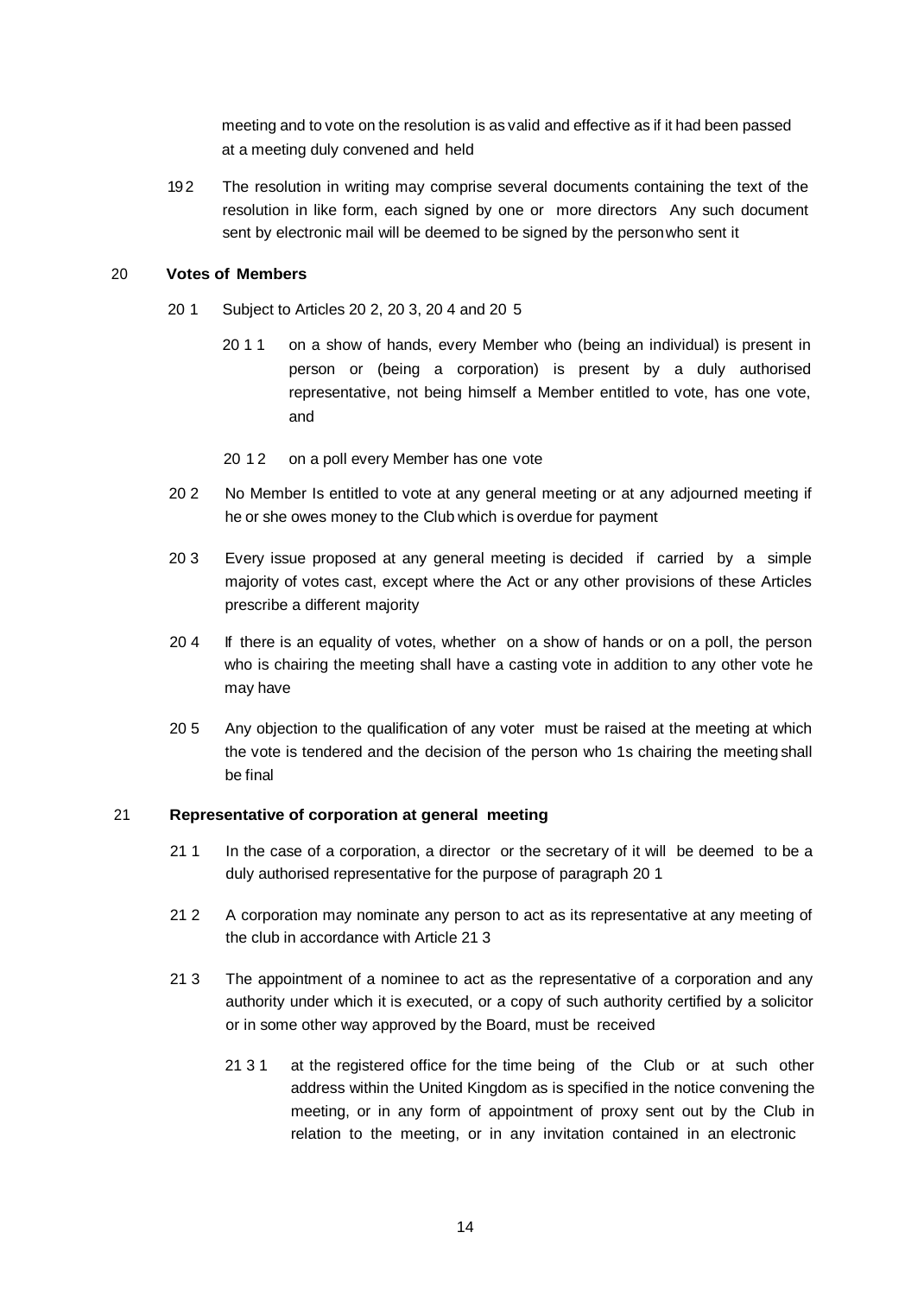meeting and to vote on the resolution is as valid and effective as if it had been passed at a meeting duly convened and held

19 2 The resolution in writing may comprise several documents containing the text of the resolution in like form, each signed by one or more directors Any such document sent by electronic mail will be deemed to be signed by the person who sent it

## 20 Votes of Members

20 1 Subject to Articles 20 2, 20 3, 20 4 and 20 5

20 1 1 on a show of hands, every Member who (being an individual) is present in person or (being a corporation) is present by a duly authorised representative, not being himself a Member entitled to vote, has one vote, and

20 1 2 on a poll every Member has one vote

20 2 No Member Is entitled to vote at any general meeting or at any adjourned meeting if he or she owes money to the Club which is overdue for payment

20 3 Every issue proposed at any general meeting is decided if carried by a simple majority of votes cast, except where the Act or any other provisions of these Articles prescribe a different majority

20 4 If there is an equality of votes, whether on a show of hands or on a poll, the person who is chairing the meeting shall have a casting vote in addition to any other vote he may have

20 5 Any objection to the qualification of any voter must be raised at the meeting at which the vote is tendered and the decision of the person who 1s chairing the meeting shall be final

## 21 Representative of corporation at general meeting

21 1 In the case of a corporation, a director or the secretary of it will be deemed to be a duly authorised representative for the purpose of paragraph 20 1

21 2 A corporation may nominate any person to act as its representative at any meeting of the club in accordance with Article 21 3

21 3 The appointment of a nominee to act as the representative of a corporation and any authority under which it is executed, or a copy of such authority certified by a solicitor or in some other way approved by the Board, must be received

21 3 1 at the registered office for the time being of the Club or at such other address within the United Kingdom as is specified in the notice convening the meeting, or in any form of appointment of proxy sent out by the Club in relation to the meeting, or in any invitation contained in an electronic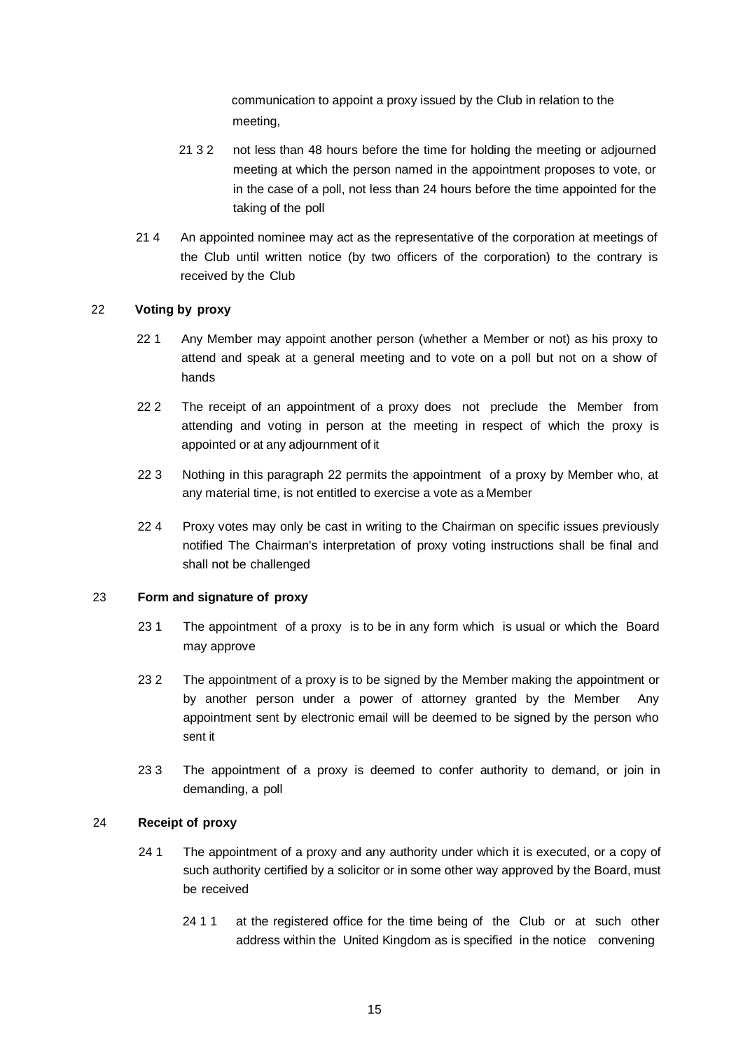communication to appoint a proxy issued by the Club in relation to the meeting,

21 3 2 not less than 48 hours before the time for holding the meeting or adjourned meeting at which the person named in the appointment proposes to vote, or in the case of a poll, not less than 24 hours before the time appointed for the taking of the poll

21 4 An appointed nominee may act as the representative of the corporation at meetings of the Club until written notice (by two officers of the corporation) to the contrary is received by the Club

## 22 Voting by proxy

22 1 Any Member may appoint another person (whether a Member or not) as his proxy to attend and speak at a general meeting and to vote on a poll but not on a show of hands

22 2 The receipt of an appointment of a proxy does not preclude the Member from attending and voting in person at the meeting in respect of which the proxy is appointed or at any adjournment of it

22 3 Nothing in this paragraph 22 permits the appointment of a proxy by Member who, at any material time, is not entitled to exercise a vote as a Member

22 4 Proxy votes may only be cast in writing to the Chairman on specific issues previously notified The Chairman's interpretation of proxy voting instructions shall be final and shall not be challenged

## 23 Form and signature of proxy

23 1 The appointment of a proxy is to be in any form which is usual or which the Board may approve

23 2 The appointment of a proxy is to be signed by the Member making the appointment or by another person under a power of attorney granted by the Member Any appointment sent by electronic email will be deemed to be signed by the person who sent it

23 3 The appointment of a proxy is deemed to confer authority to demand, or join in demanding, a poll

## 24 Receipt of proxy

24 1 The appointment of a proxy and any authority under which it is executed, or a copy of such authority certified by a solicitor or in some other way approved by the Board, must be received

24 1 1 at the registered office for the time being of the Club or at such other address within the United Kingdom as is specified in the notice convening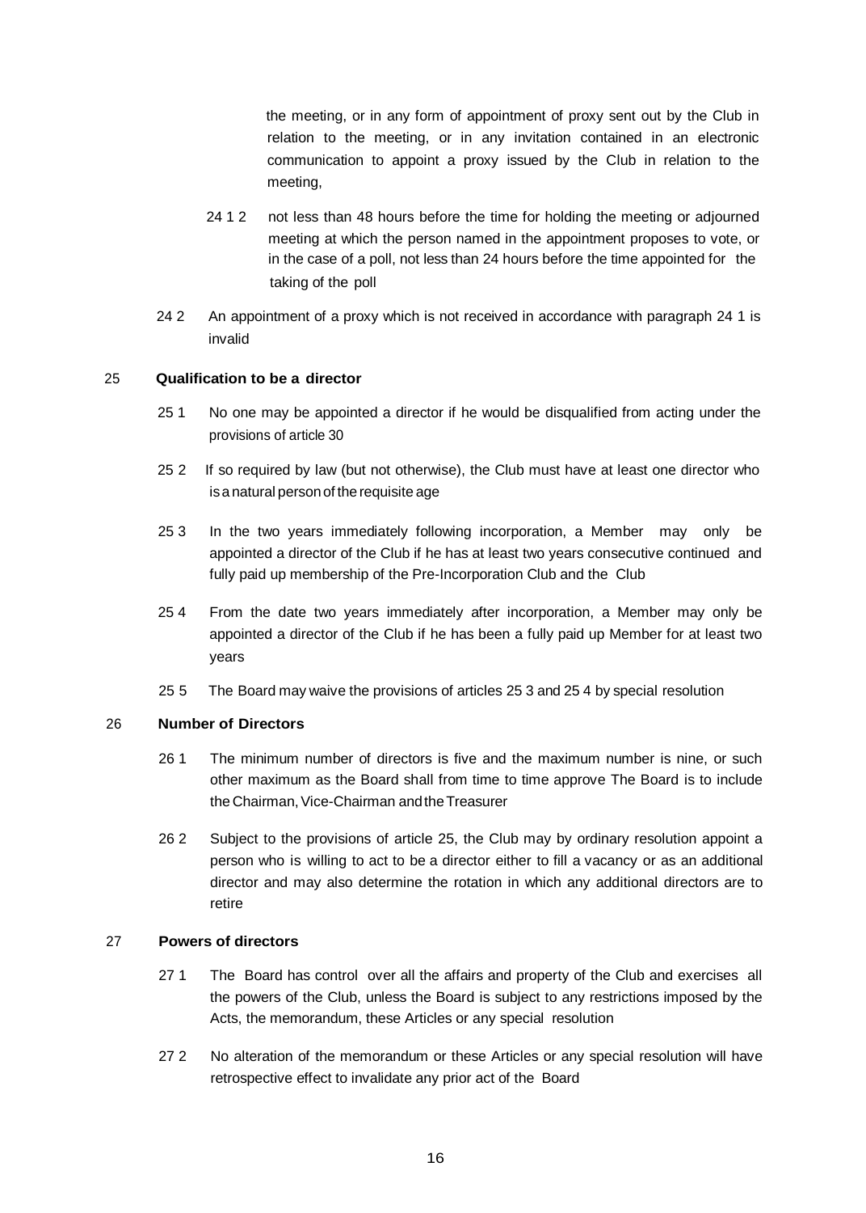the meeting, or in any form of appointment of proxy sent out by the Club in relation to the meeting, or in any invitation contained in an electronic communication to appoint a proxy issued by the Club in relation to the meeting,

24 1 2 not less than 48 hours before the time for holding the meeting or adjourned meeting at which the person named in the appointment proposes to vote, or in the case of a poll, not less than 24 hours before the time appointed for the taking of the poll

24 2 An appointment of a proxy which is not received in accordance with paragraph 24 1 is invalid

25 **Qualification to be a director**

25 1 No one may be appointed a director if he would be disqualified from acting under the provisions of article 30

25 2 If so required by law (but not otherwise), the Club must have at least one director who is a natural person of the requisite age

25 3 In the two years immediately following incorporation, a Member may only be appointed a director of the Club if he has at least two years consecutive continued and fully paid up membership of the Pre-Incorporation Club and the Club

25 4 From the date two years immediately after incorporation, a Member may only be appointed a director of the Club if he has been a fully paid up Member for at least two years

25 5 The Board may waive the provisions of articles 25 3 and 25 4 by special resolution

26 **Number of Directors**

26 1 The minimum number of directors is five and the maximum number is nine, or such other maximum as the Board shall from time to time approve The Board is to include the Chairman, Vice-Chairman and the Treasurer

26 2 Subject to the provisions of article 25, the Club may by ordinary resolution appoint a person who is willing to act to be a director either to fill a vacancy or as an additional director and may also determine the rotation in which any additional directors are to retire

27 **Powers of directors**

27 1 The Board has control over all the affairs and property of the Club and exercises all the powers of the Club, unless the Board is subject to any restrictions imposed by the Acts, the memorandum, these Articles or any special resolution

27 2 No alteration of the memorandum or these Articles or any special resolution will have retrospective effect to invalidate any prior act of the Board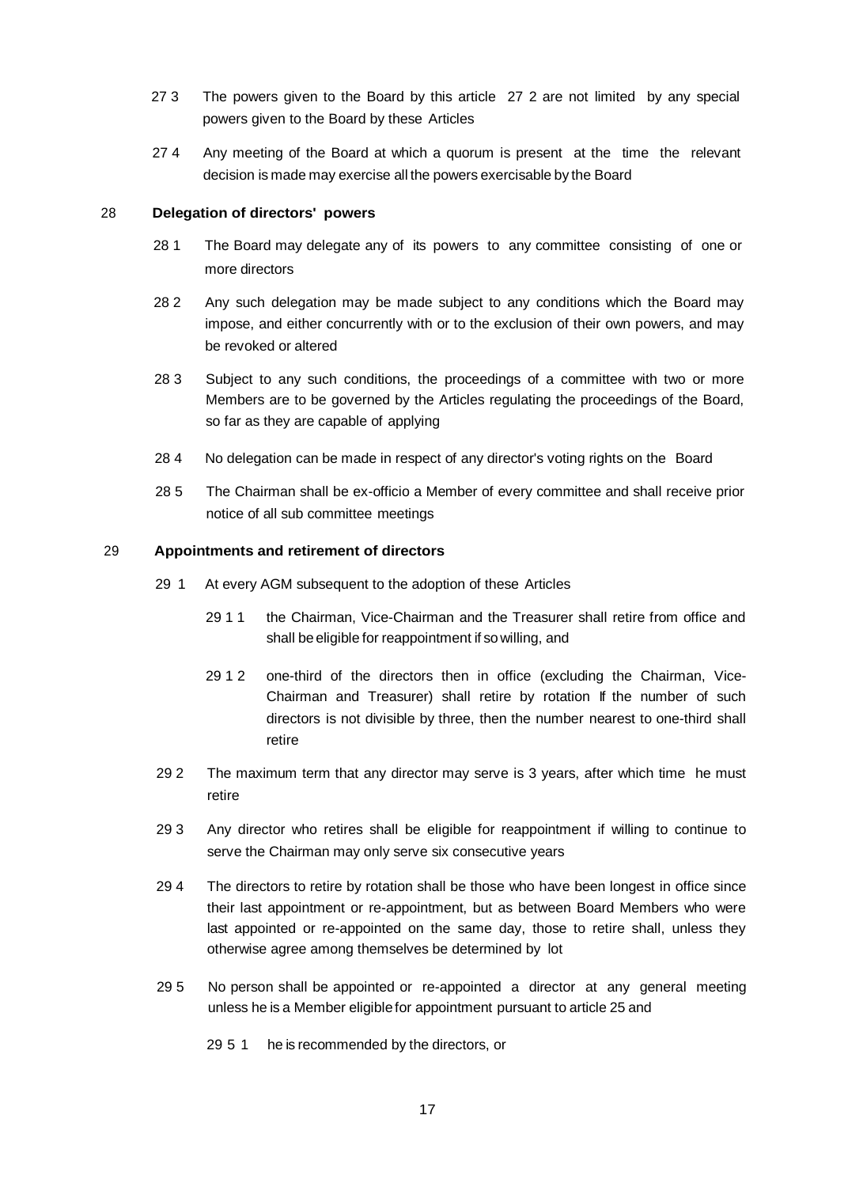27 3 The powers given to the Board by this article 27 2 are not limited by any special powers given to the Board by these Articles

27 4 Any meeting of the Board at which a quorum is present at the time the relevant decision is made may exercise all the powers exercisable by the Board

28 **Delegation of directors' powers**

28 1 The Board may delegate any of its powers to any committee consisting of one or more directors

28 2 Any such delegation may be made subject to any conditions which the Board may impose, and either concurrently with or to the exclusion of their own powers, and may be revoked or altered

28 3 Subject to any such conditions, the proceedings of a committee with two or more Members are to be governed by the Articles regulating the proceedings of the Board, so far as they are capable of applying

28 4 No delegation can be made in respect of any director's voting rights on the Board

28 5 The Chairman shall be ex-officio a Member of every committee and shall receive prior notice of all sub committee meetings

29 **Appointments and retirement of directors**

29 1 At every AGM subsequent to the adoption of these Articles

29 1 1 the Chairman, Vice-Chairman and the Treasurer shall retire from office and shall be eligible for reappointment if so willing, and

29 1 2 one-third of the directors then in office (excluding the Chairman, Vice-Chairman and Treasurer) shall retire by rotation If the number of such directors is not divisible by three, then the number nearest to one-third shall retire

29 2 The maximum term that any director may serve is 3 years, after which time he must retire

29 3 Any director who retires shall be eligible for reappointment if willing to continue to serve the Chairman may only serve six consecutive years

29 4 The directors to retire by rotation shall be those who have been longest in office since their last appointment or re-appointment, but as between Board Members who were last appointed or re-appointed on the same day, those to retire shall, unless they otherwise agree among themselves be determined by lot

29 5 No person shall be appointed or re-appointed a director at any general meeting unless he is a Member eligible for appointment pursuant to article 25 and

29 5 1 he is recommended by the directors, or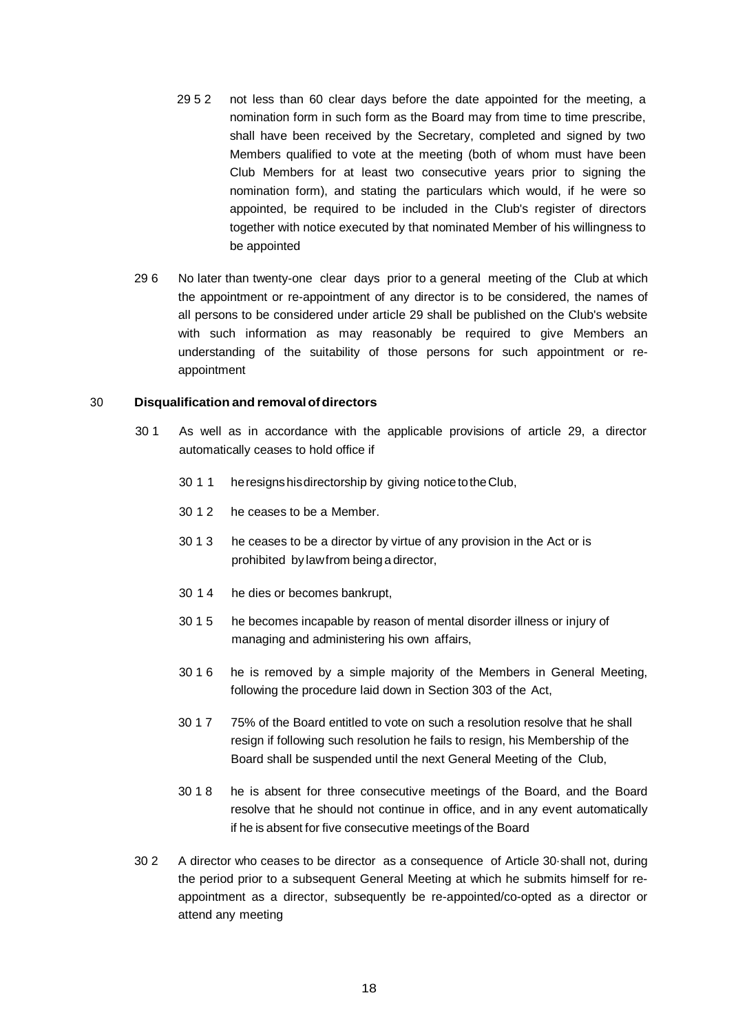29 5 2 not less than 60 clear days before the date appointed for the meeting, a nomination form in such form as the Board may from time to time prescribe, shall have been received by the Secretary, completed and signed by two Members qualified to vote at the meeting (both of whom must have been Club Members for at least two consecutive years prior to signing the nomination form), and stating the particulars which would, if he were so appointed, be required to be included in the Club's register of directors together with notice executed by that nominated Member of his willingness to be appointed

29 6 No later than twenty-one clear days prior to a general meeting of the Club at which the appointment or re-appointment of any director is to be considered, the names of all persons to be considered under article 29 shall be published on the Club's website with such information as may reasonably be required to give Members an understanding of the suitability of those persons for such appointment or re-appointment

30 **Disqualification and removal of directors**

30 1 As well as in accordance with the applicable provisions of article 29, a director automatically ceases to hold office if

30 1 1 he resigns his directorship by giving notice to the Club,

30 1 2 he ceases to be a Member.

30 1 3 he ceases to be a director by virtue of any provision in the Act or is prohibited by law from being a director,

30 1 4 he dies or becomes bankrupt,

30 1 5 he becomes incapable by reason of mental disorder illness or injury of managing and administering his own affairs,

30 1 6 he is removed by a simple majority of the Members in General Meeting, following the procedure laid down in Section 303 of the Act,

30 1 7 75% of the Board entitled to vote on such a resolution resolve that he shall resign if following such resolution he fails to resign, his Membership of the Board shall be suspended until the next General Meeting of the Club,

30 1 8 he is absent for three consecutive meetings of the Board, and the Board resolve that he should not continue in office, and in any event automatically if he is absent for five consecutive meetings of the Board

30 2 A director who ceases to be director as a consequence of Article 30·shall not, during the period prior to a subsequent General Meeting at which he submits himself for re-appointment as a director, subsequently be re-appointed/co-opted as a director or attend any meeting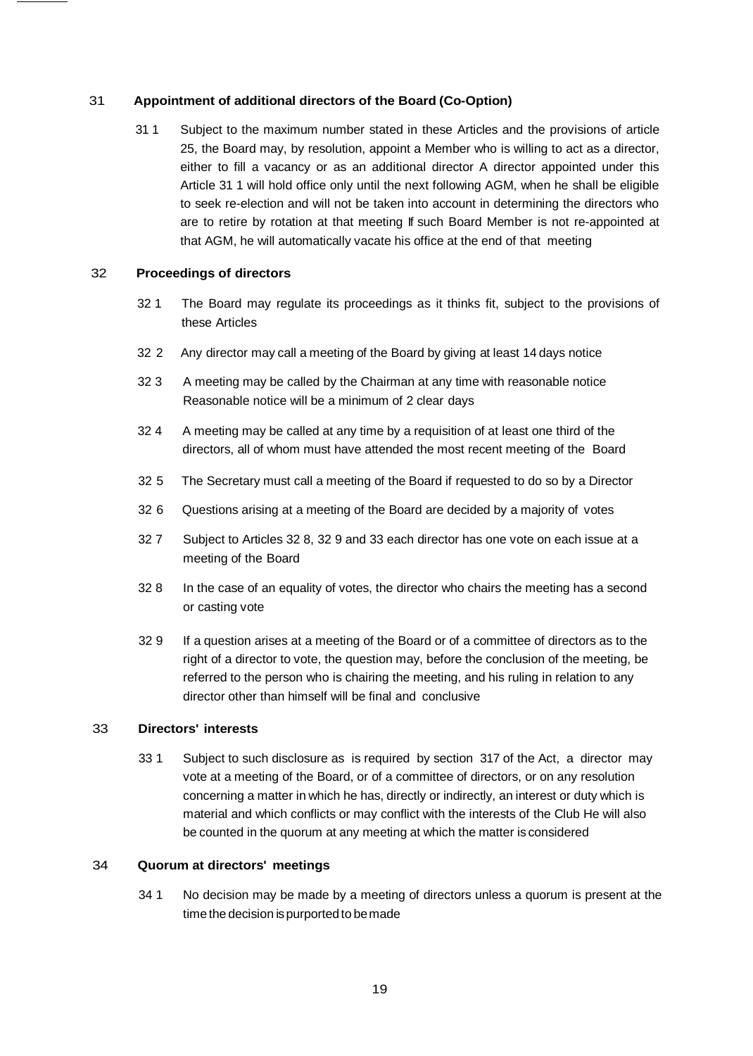## 31 Appointment of additional directors of the Board (Co-Option)

31 1 Subject to the maximum number stated in these Articles and the provisions of article 25, the Board may, by resolution, appoint a Member who is willing to act as a director, either to fill a vacancy or as an additional director A director appointed under this Article 31 1 will hold office only until the next following AGM, when he shall be eligible to seek re-election and will not be taken into account in determining the directors who are to retire by rotation at that meeting If such Board Member is not re-appointed at that AGM, he will automatically vacate his office at the end of that meeting

## 32 Proceedings of directors

32 1 The Board may regulate its proceedings as it thinks fit, subject to the provisions of these Articles

32 2 Any director may call a meeting of the Board by giving at least 14 days notice

32 3 A meeting may be called by the Chairman at any time with reasonable notice Reasonable notice will be a minimum of 2 clear days

32 4 A meeting may be called at any time by a requisition of at least one third of the directors, all of whom must have attended the most recent meeting of the Board

32 5 The Secretary must call a meeting of the Board if requested to do so by a Director

32 6 Questions arising at a meeting of the Board are decided by a majority of votes

32 7 Subject to Articles 32 8, 32 9 and 33 each director has one vote on each issue at a meeting of the Board

32 8 In the case of an equality of votes, the director who chairs the meeting has a second or casting vote

32 9 If a question arises at a meeting of the Board or of a committee of directors as to the right of a director to vote, the question may, before the conclusion of the meeting, be referred to the person who is chairing the meeting, and his ruling in relation to any director other than himself will be final and conclusive

## 33 Directors' interests

33 1 Subject to such disclosure as is required by section 317 of the Act, a director may vote at a meeting of the Board, or of a committee of directors, or on any resolution concerning a matter in which he has, directly or indirectly, an interest or duty which is material and which conflicts or may conflict with the interests of the Club He will also be counted in the quorum at any meeting at which the matter is considered

## 34 Quorum at directors' meetings

34 1 No decision may be made by a meeting of directors unless a quorum is present at the time the decision is purported to be made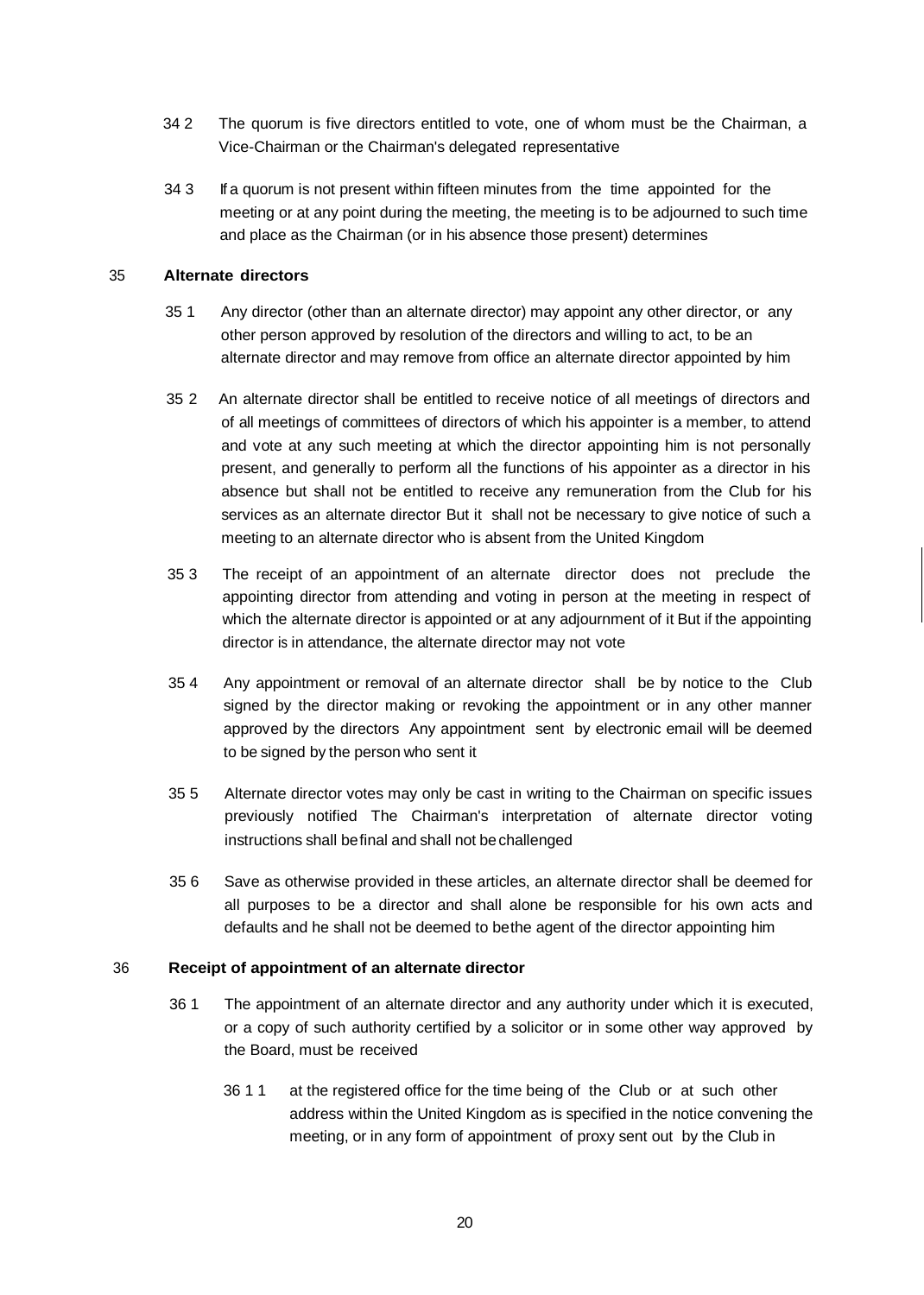34 2 The quorum is five directors entitled to vote, one of whom must be the Chairman, a Vice-Chairman or the Chairman's delegated representative

34 3 If a quorum is not present within fifteen minutes from the time appointed for the meeting or at any point during the meeting, the meeting is to be adjourned to such time and place as the Chairman (or in his absence those present) determines

## 35 Alternate directors

35 1 Any director (other than an alternate director) may appoint any other director, or any other person approved by resolution of the directors and willing to act, to be an alternate director and may remove from office an alternate director appointed by him

35 2 An alternate director shall be entitled to receive notice of all meetings of directors and of all meetings of committees of directors of which his appointer is a member, to attend and vote at any such meeting at which the director appointing him is not personally present, and generally to perform all the functions of his appointer as a director in his absence but shall not be entitled to receive any remuneration from the Club for his services as an alternate director But it shall not be necessary to give notice of such a meeting to an alternate director who is absent from the United Kingdom

35 3 The receipt of an appointment of an alternate director does not preclude the appointing director from attending and voting in person at the meeting in respect of which the alternate director is appointed or at any adjournment of it But if the appointing director is in attendance, the alternate director may not vote

35 4 Any appointment or removal of an alternate director shall be by notice to the Club signed by the director making or revoking the appointment or in any other manner approved by the directors Any appointment sent by electronic email will be deemed to be signed by the person who sent it

35 5 Alternate director votes may only be cast in writing to the Chairman on specific issues previously notified The Chairman's interpretation of alternate director voting instructions shall be final and shall not be challenged

35 6 Save as otherwise provided in these articles, an alternate director shall be deemed for all purposes to be a director and shall alone be responsible for his own acts and defaults and he shall not be deemed to be the agent of the director appointing him

## 36 Receipt of appointment of an alternate director

36 1 The appointment of an alternate director and any authority under which it is executed, or a copy of such authority certified by a solicitor or in some other way approved by the Board, must be received

36 1 1 at the registered office for the time being of the Club or at such other address within the United Kingdom as is specified in the notice convening the meeting, or in any form of appointment of proxy sent out by the Club in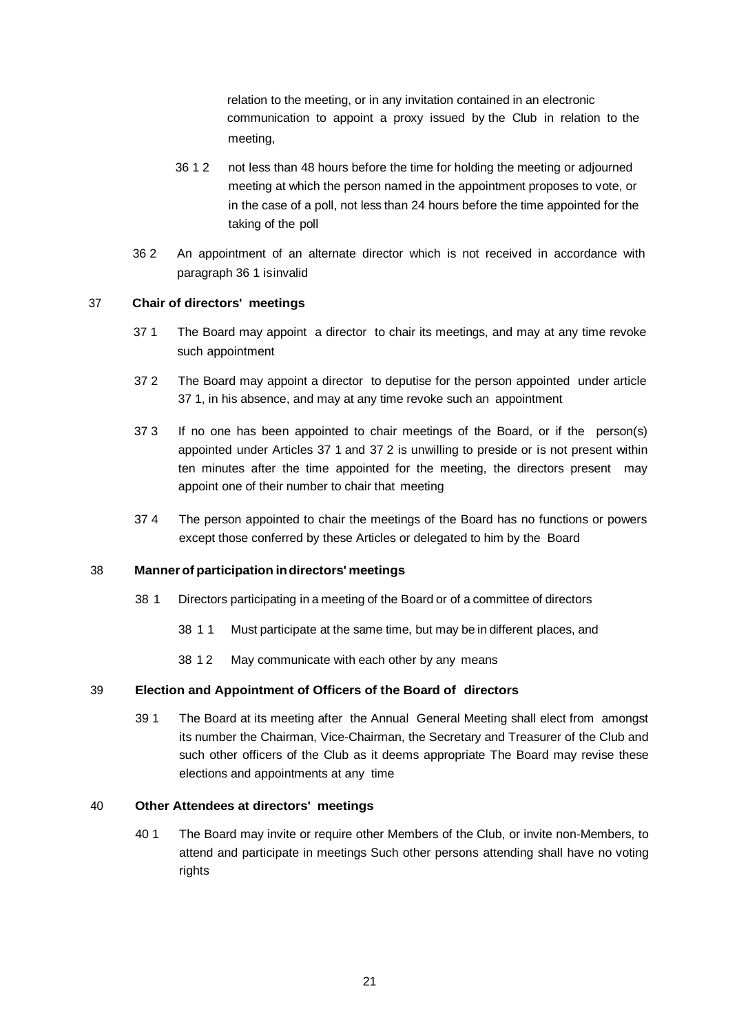relation to the meeting, or in any invitation contained in an electronic communication to appoint a proxy issued by the Club in relation to the meeting,

36 1 2 not less than 48 hours before the time for holding the meeting or adjourned meeting at which the person named in the appointment proposes to vote, or in the case of a poll, not less than 24 hours before the time appointed for the taking of the poll

36 2 An appointment of an alternate director which is not received in accordance with paragraph 36 1 isinvalid

## 37 Chair of directors' meetings

37 1 The Board may appoint a director to chair its meetings, and may at any time revoke such appointment

37 2 The Board may appoint a director to deputise for the person appointed under article 37 1, in his absence, and may at any time revoke such an appointment

37 3 If no one has been appointed to chair meetings of the Board, or if the person(s) appointed under Articles 37 1 and 37 2 is unwilling to preside or is not present within ten minutes after the time appointed for the meeting, the directors present may appoint one of their number to chair that meeting

37 4 The person appointed to chair the meetings of the Board has no functions or powers except those conferred by these Articles or delegated to him by the Board

## 38 Manner of participation in directors' meetings

38 1 Directors participating in a meeting of the Board or of a committee of directors

38 1 1 Must participate at the same time, but may be in different places, and

38 1 2 May communicate with each other by any means

## 39 Election and Appointment of Officers of the Board of directors

39 1 The Board at its meeting after the Annual General Meeting shall elect from amongst its number the Chairman, Vice-Chairman, the Secretary and Treasurer of the Club and such other officers of the Club as it deems appropriate The Board may revise these elections and appointments at any time

## 40 Other Attendees at directors' meetings

40 1 The Board may invite or require other Members of the Club, or invite non-Members, to attend and participate in meetings Such other persons attending shall have no voting rights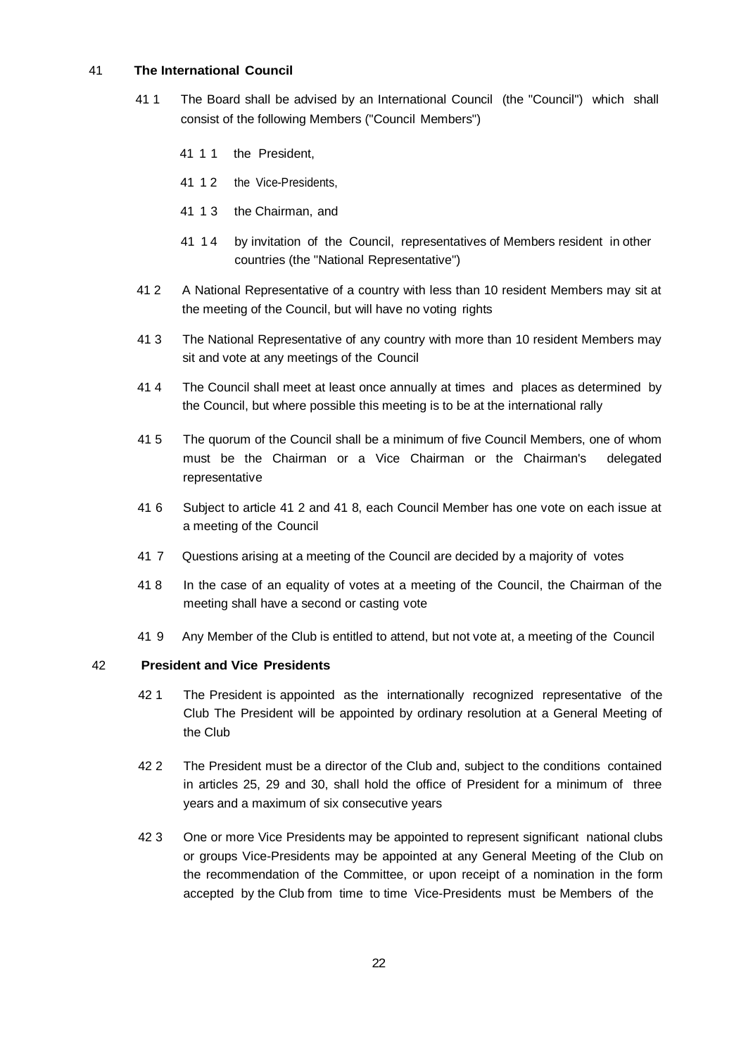## 41 The International Council

41 1 The Board shall be advised by an International Council (the "Council") which shall consist of the following Members ("Council Members")

41 1 1 the President,

41 1 2 the Vice-Presidents,

41 1 3 the Chairman, and

41 1 4 by invitation of the Council, representatives of Members resident in other countries (the "National Representative")

41 2 A National Representative of a country with less than 10 resident Members may sit at the meeting of the Council, but will have no voting rights

41 3 The National Representative of any country with more than 10 resident Members may sit and vote at any meetings of the Council

41 4 The Council shall meet at least once annually at times and places as determined by the Council, but where possible this meeting is to be at the international rally

41 5 The quorum of the Council shall be a minimum of five Council Members, one of whom must be the Chairman or a Vice Chairman or the Chairman's delegated representative

41 6 Subject to article 41 2 and 41 8, each Council Member has one vote on each issue at a meeting of the Council

41 7 Questions arising at a meeting of the Council are decided by a majority of votes

41 8 In the case of an equality of votes at a meeting of the Council, the Chairman of the meeting shall have a second or casting vote

41 9 Any Member of the Club is entitled to attend, but not vote at, a meeting of the Council

## 42 President and Vice Presidents

42 1 The President is appointed as the internationally recognized representative of the Club The President will be appointed by ordinary resolution at a General Meeting of the Club

42 2 The President must be a director of the Club and, subject to the conditions contained in articles 25, 29 and 30, shall hold the office of President for a minimum of three years and a maximum of six consecutive years

42 3 One or more Vice Presidents may be appointed to represent significant national clubs or groups Vice-Presidents may be appointed at any General Meeting of the Club on the recommendation of the Committee, or upon receipt of a nomination in the form accepted by the Club from time to time Vice-Presidents must be Members of the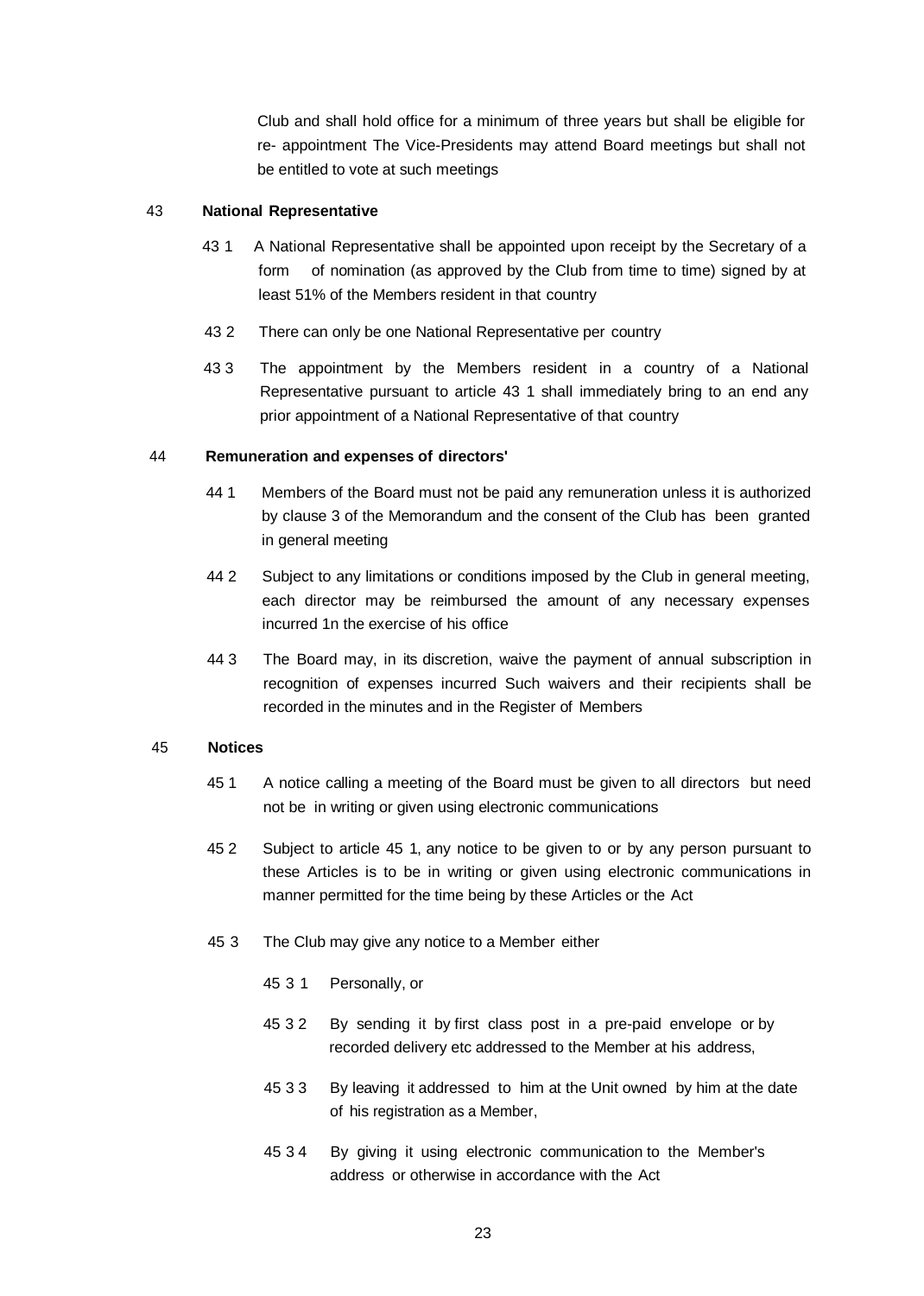Club and shall hold office for a minimum of three years but shall be eligible for re- appointment The Vice-Presidents may attend Board meetings but shall not be entitled to vote at such meetings

43 **National Representative**

43 1 A National Representative shall be appointed upon receipt by the Secretary of a form of nomination (as approved by the Club from time to time) signed by at least 51% of the Members resident in that country

43 2 There can only be one National Representative per country

43 3 The appointment by the Members resident in a country of a National Representative pursuant to article 43 1 shall immediately bring to an end any prior appointment of a National Representative of that country

44 **Remuneration and expenses of directors'**

44 1 Members of the Board must not be paid any remuneration unless it is authorized by clause 3 of the Memorandum and the consent of the Club has been granted in general meeting

44 2 Subject to any limitations or conditions imposed by the Club in general meeting, each director may be reimbursed the amount of any necessary expenses incurred 1n the exercise of his office

44 3 The Board may, in its discretion, waive the payment of annual subscription in recognition of expenses incurred Such waivers and their recipients shall be recorded in the minutes and in the Register of Members

45 **Notices**

45 1 A notice calling a meeting of the Board must be given to all directors but need not be in writing or given using electronic communications

45 2 Subject to article 45 1, any notice to be given to or by any person pursuant to these Articles is to be in writing or given using electronic communications in manner permitted for the time being by these Articles or the Act

45 3 The Club may give any notice to a Member either

45 3 1 Personally, or

45 3 2 By sending it by first class post in a pre-paid envelope or by recorded delivery etc addressed to the Member at his address,

45 3 3 By leaving it addressed to him at the Unit owned by him at the date of his registration as a Member,

45 3 4 By giving it using electronic communication to the Member's address or otherwise in accordance with the Act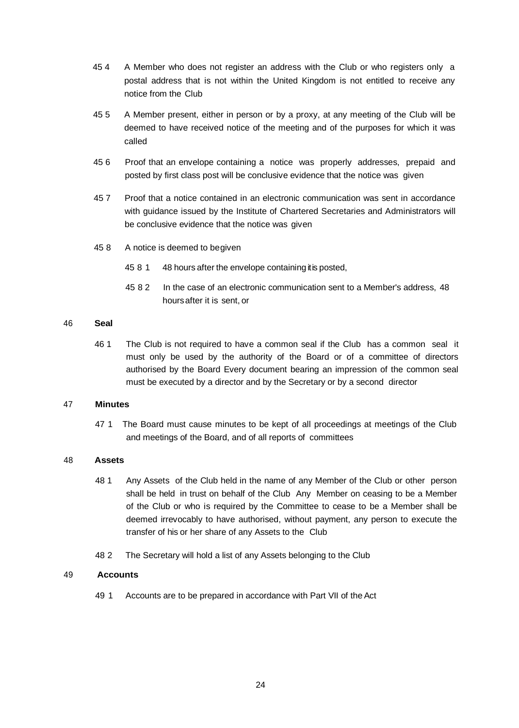45 4 A Member who does not register an address with the Club or who registers only a postal address that is not within the United Kingdom is not entitled to receive any notice from the Club

45 5 A Member present, either in person or by a proxy, at any meeting of the Club will be deemed to have received notice of the meeting and of the purposes for which it was called

45 6 Proof that an envelope containing a notice was properly addresses, prepaid and posted by first class post will be conclusive evidence that the notice was given

45 7 Proof that a notice contained in an electronic communication was sent in accordance with guidance issued by the Institute of Chartered Secretaries and Administrators will be conclusive evidence that the notice was given

45 8 A notice is deemed to begiven

45 8 1 48 hours after the envelope containing itis posted,

45 8 2 In the case of an electronic communication sent to a Member's address, 48 hours after it is sent, or

## 46 Seal

46 1 The Club is not required to have a common seal if the Club has a common seal it must only be used by the authority of the Board or of a committee of directors authorised by the Board Every document bearing an impression of the common seal must be executed by a director and by the Secretary or by a second director

## 47 Minutes

47 1 The Board must cause minutes to be kept of all proceedings at meetings of the Club and meetings of the Board, and of all reports of committees

## 48 Assets

48 1 Any Assets of the Club held in the name of any Member of the Club or other person shall be held in trust on behalf of the Club Any Member on ceasing to be a Member of the Club or who is required by the Committee to cease to be a Member shall be deemed irrevocably to have authorised, without payment, any person to execute the transfer of his or her share of any Assets to the Club

48 2 The Secretary will hold a list of any Assets belonging to the Club

## 49 Accounts

49 1 Accounts are to be prepared in accordance with Part VII of the Act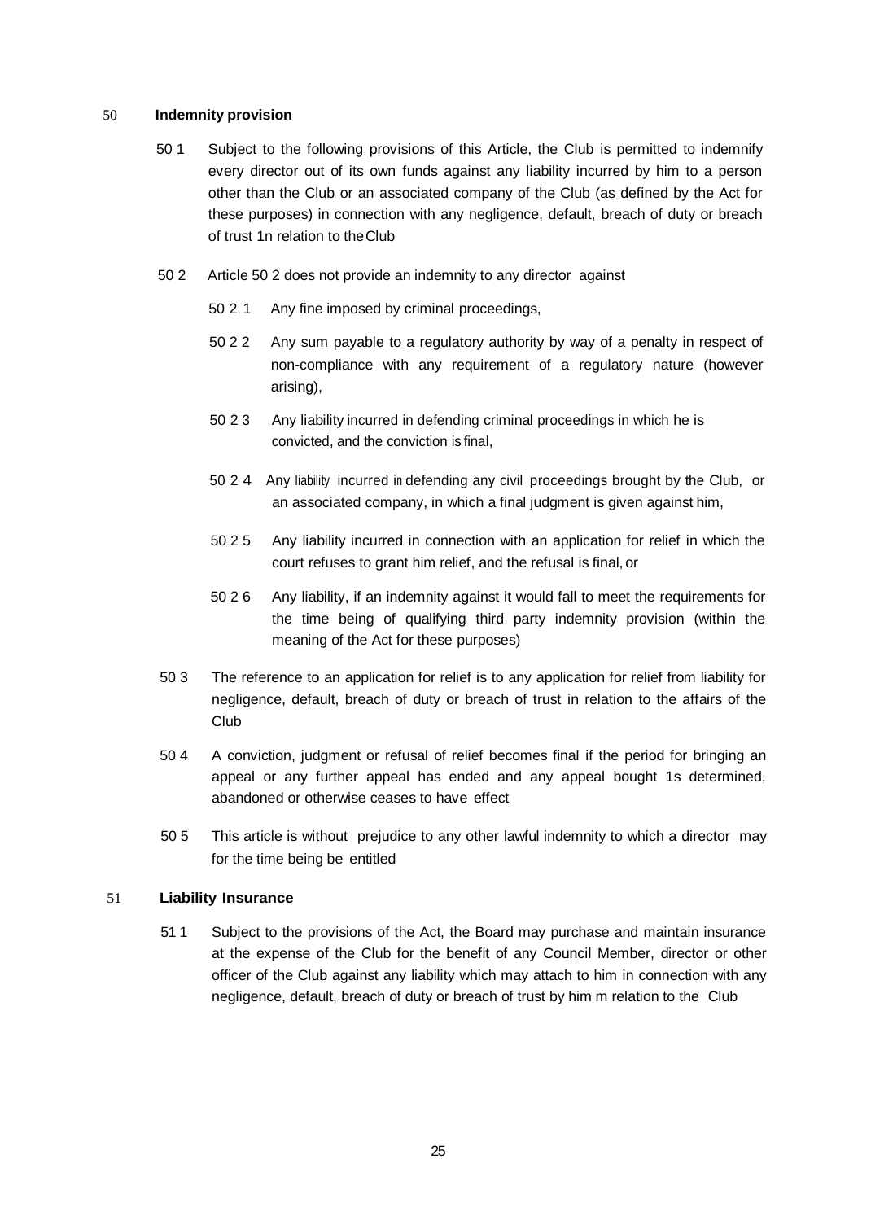## 50 Indemnity provision

50 1 Subject to the following provisions of this Article, the Club is permitted to indemnify every director out of its own funds against any liability incurred by him to a person other than the Club or an associated company of the Club (as defined by the Act for these purposes) in connection with any negligence, default, breach of duty or breach of trust 1n relation to the Club

50 2 Article 50 2 does not provide an indemnity to any director against

50 2 1 Any fine imposed by criminal proceedings,

50 2 2 Any sum payable to a regulatory authority by way of a penalty in respect of non-compliance with any requirement of a regulatory nature (however arising),

50 2 3 Any liability incurred in defending criminal proceedings in which he is convicted, and the conviction is final,

50 2 4 Any liability incurred in defending any civil proceedings brought by the Club, or an associated company, in which a final judgment is given against him,

50 2 5 Any liability incurred in connection with an application for relief in which the court refuses to grant him relief, and the refusal is final, or

50 2 6 Any liability, if an indemnity against it would fall to meet the requirements for the time being of qualifying third party indemnity provision (within the meaning of the Act for these purposes)

50 3 The reference to an application for relief is to any application for relief from liability for negligence, default, breach of duty or breach of trust in relation to the affairs of the Club

50 4 A conviction, judgment or refusal of relief becomes final if the period for bringing an appeal or any further appeal has ended and any appeal bought 1s determined, abandoned or otherwise ceases to have effect

50 5 This article is without prejudice to any other lawful indemnity to which a director may for the time being be entitled

## 51 Liability Insurance

51 1 Subject to the provisions of the Act, the Board may purchase and maintain insurance at the expense of the Club for the benefit of any Council Member, director or other officer of the Club against any liability which may attach to him in connection with any negligence, default, breach of duty or breach of trust by him m relation to the Club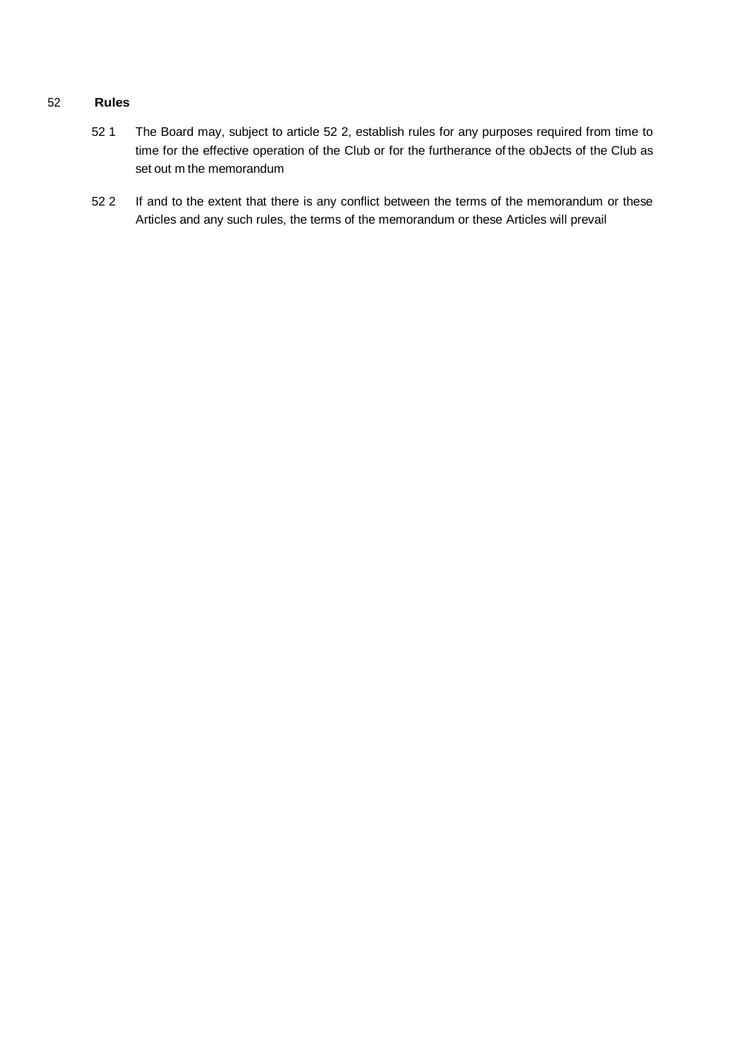## 52 Rules

52 1 The Board may, subject to article 52 2, establish rules for any purposes required from time to time for the effective operation of the Club or for the furtherance of the obJects of the Club as set out m the memorandum

52 2 If and to the extent that there is any conflict between the terms of the memorandum or these Articles and any such rules, the terms of the memorandum or these Articles will prevail